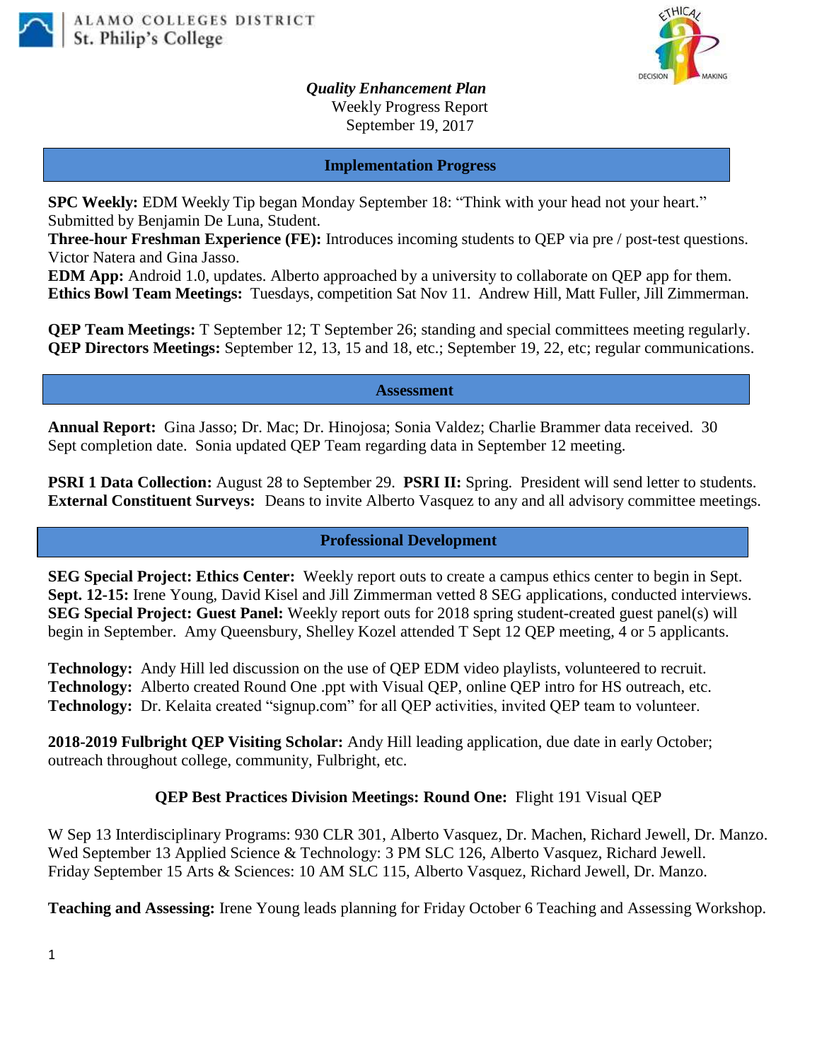ALAMO COLLEGES DISTRICT
St. Philip's College

# *Quality Enhancement Plan*

Weekly Progress Report
September 19, 2017

## Implementation Progress

**SPC Weekly:** EDM Weekly Tip began Monday September 18: "Think with your head not your heart." Submitted by Benjamin De Luna, Student.
**Three-hour Freshman Experience (FE):** Introduces incoming students to QEP via pre / post-test questions. Victor Natera and Gina Jasso.
**EDM App:** Android 1.0, updates. Alberto approached by a university to collaborate on QEP app for them.
**Ethics Bowl Team Meetings:** Tuesdays, competition Sat Nov 11. Andrew Hill, Matt Fuller, Jill Zimmerman.

**QEP Team Meetings:** T September 12; T September 26; standing and special committees meeting regularly.
**QEP Directors Meetings:** September 12, 13, 15 and 18, etc.; September 19, 22, etc; regular communications.

## Assessment

**Annual Report:** Gina Jasso; Dr. Mac; Dr. Hinojosa; Sonia Valdez; Charlie Brammer data received. 30 Sept completion date. Sonia updated QEP Team regarding data in September 12 meeting.

**PSRI 1 Data Collection:** August 28 to September 29. **PSRI II:** Spring. President will send letter to students.
**External Constituent Surveys:** Deans to invite Alberto Vasquez to any and all advisory committee meetings.

## Professional Development

**SEG Special Project: Ethics Center:** Weekly report outs to create a campus ethics center to begin in Sept.
**Sept. 12-15:** Irene Young, David Kisel and Jill Zimmerman vetted 8 SEG applications, conducted interviews.
**SEG Special Project: Guest Panel:** Weekly report outs for 2018 spring student-created guest panel(s) will begin in September. Amy Queensbury, Shelley Kozel attended T Sept 12 QEP meeting, 4 or 5 applicants.

**Technology:** Andy Hill led discussion on the use of QEP EDM video playlists, volunteered to recruit.
**Technology:** Alberto created Round One .ppt with Visual QEP, online QEP intro for HS outreach, etc.
**Technology:** Dr. Kelaita created "signup.com" for all QEP activities, invited QEP team to volunteer.

**2018-2019 Fulbright QEP Visiting Scholar:** Andy Hill leading application, due date in early October; outreach throughout college, community, Fulbright, etc.

**QEP Best Practices Division Meetings: Round One:** Flight 191 Visual QEP

W Sep 13 Interdisciplinary Programs: 930 CLR 301, Alberto Vasquez, Dr. Machen, Richard Jewell, Dr. Manzo.
Wed September 13 Applied Science & Technology: 3 PM SLC 126, Alberto Vasquez, Richard Jewell.
Friday September 15 Arts & Sciences: 10 AM SLC 115, Alberto Vasquez, Richard Jewell, Dr. Manzo.

**Teaching and Assessing:** Irene Young leads planning for Friday October 6 Teaching and Assessing Workshop.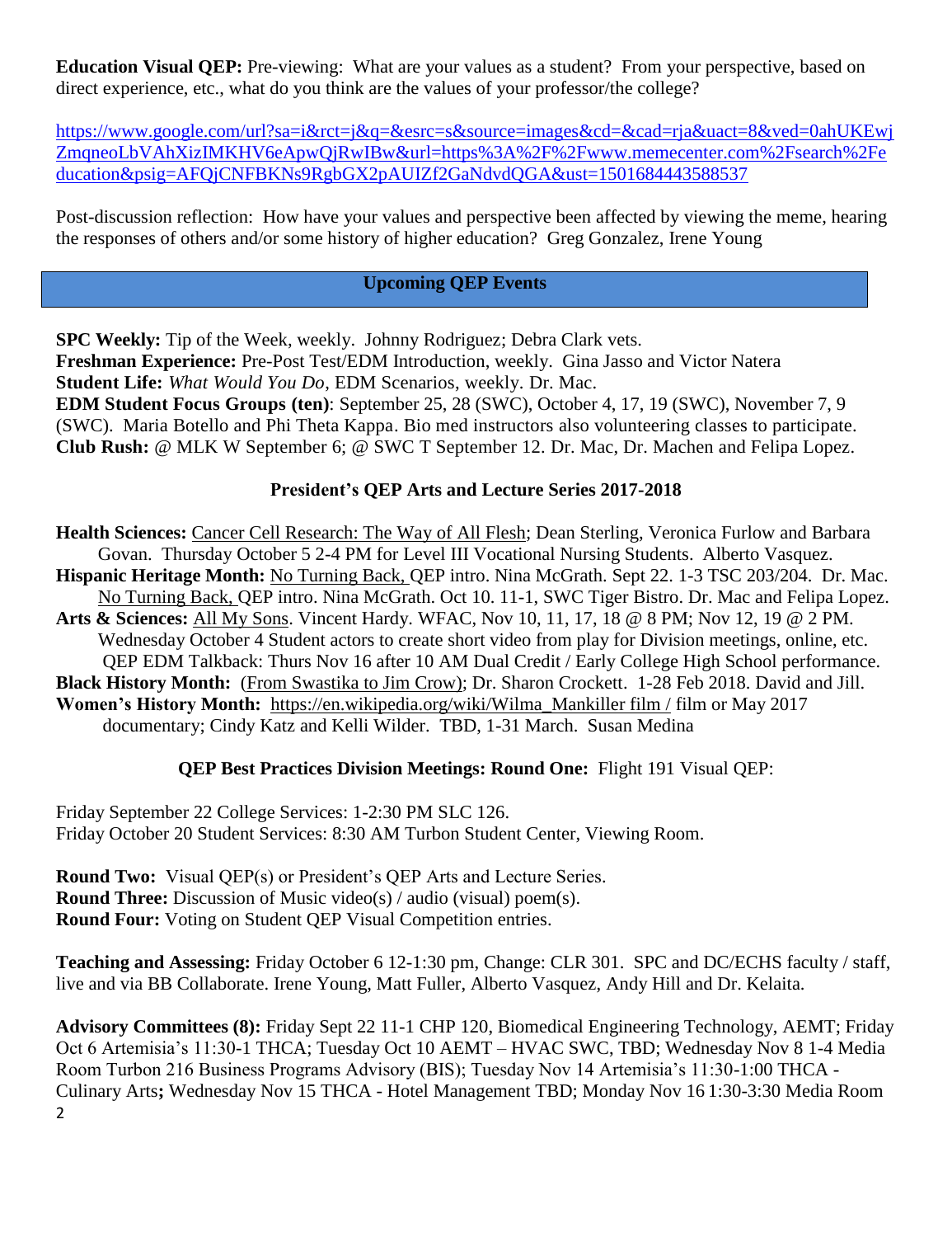**Education Visual QEP:** Pre-viewing: What are your values as a student? From your perspective, based on direct experience, etc., what do you think are the values of your professor/the college?

https://www.google.com/url?sa=i&rct=j&q=&esrc=s&source=images&cd=&cad=rja&uact=8&ved=0ahUKEwjZmqneoLbVAhXizIMKHV6eApwQjRwIBw&url=https%3A%2F%2Fwww.memecenter.com%2Fsearch%2Feducation&psig=AFQjCNFBKNs9RgbGX2pAUIZf2GaNdvdQGA&ust=1501684443588537

Post-discussion reflection: How have your values and perspective been affected by viewing the meme, hearing the responses of others and/or some history of higher education? Greg Gonzalez, Irene Young

## Upcoming QEP Events

**SPC Weekly:** Tip of the Week, weekly. Johnny Rodriguez; Debra Clark vets.
**Freshman Experience:** Pre-Post Test/EDM Introduction, weekly. Gina Jasso and Victor Natera
**Student Life:** *What Would You Do*, EDM Scenarios, weekly. Dr. Mac.
**EDM Student Focus Groups (ten)**: September 25, 28 (SWC), October 4, 17, 19 (SWC), November 7, 9 (SWC). Maria Botello and Phi Theta Kappa. Bio med instructors also volunteering classes to participate.
**Club Rush:** @ MLK W September 6; @ SWC T September 12. Dr. Mac, Dr. Machen and Felipa Lopez.

### President's QEP Arts and Lecture Series 2017-2018

**Health Sciences:** Cancer Cell Research: The Way of All Flesh; Dean Sterling, Veronica Furlow and Barbara Govan. Thursday October 5 2-4 PM for Level III Vocational Nursing Students. Alberto Vasquez.
**Hispanic Heritage Month:** No Turning Back, QEP intro. Nina McGrath. Sept 22. 1-3 TSC 203/204. Dr. Mac. No Turning Back, QEP intro. Nina McGrath. Oct 10. 11-1, SWC Tiger Bistro. Dr. Mac and Felipa Lopez.
**Arts & Sciences:** All My Sons. Vincent Hardy. WFAC, Nov 10, 11, 17, 18 @ 8 PM; Nov 12, 19 @ 2 PM. Wednesday October 4 Student actors to create short video from play for Division meetings, online, etc. QEP EDM Talkback: Thurs Nov 16 after 10 AM Dual Credit / Early College High School performance.
**Black History Month:** (From Swastika to Jim Crow); Dr. Sharon Crockett. 1-28 Feb 2018. David and Jill.
**Women's History Month:** https://en.wikipedia.org/wiki/Wilma_Mankiller film / film or May 2017 documentary; Cindy Katz and Kelli Wilder. TBD, 1-31 March. Susan Medina

### QEP Best Practices Division Meetings: Round One: Flight 191 Visual QEP:

Friday September 22 College Services: 1-2:30 PM SLC 126.
Friday October 20 Student Services: 8:30 AM Turbon Student Center, Viewing Room.

**Round Two:** Visual QEP(s) or President's QEP Arts and Lecture Series.
**Round Three:** Discussion of Music video(s) / audio (visual) poem(s).
**Round Four:** Voting on Student QEP Visual Competition entries.

**Teaching and Assessing:** Friday October 6 12-1:30 pm, Change: CLR 301. SPC and DC/ECHS faculty / staff, live and via BB Collaborate. Irene Young, Matt Fuller, Alberto Vasquez, Andy Hill and Dr. Kelaita.

**Advisory Committees (8):** Friday Sept 22 11-1 CHP 120, Biomedical Engineering Technology, AEMT; Friday Oct 6 Artemisia's 11:30-1 THCA; Tuesday Oct 10 AEMT – HVAC SWC, TBD; Wednesday Nov 8 1-4 Media Room Turbon 216 Business Programs Advisory (BIS); Tuesday Nov 14 Artemisia's 11:30-1:00 THCA - Culinary Arts**;** Wednesday Nov 15 THCA - Hotel Management TBD; Monday Nov 16 1:30-3:30 Media Room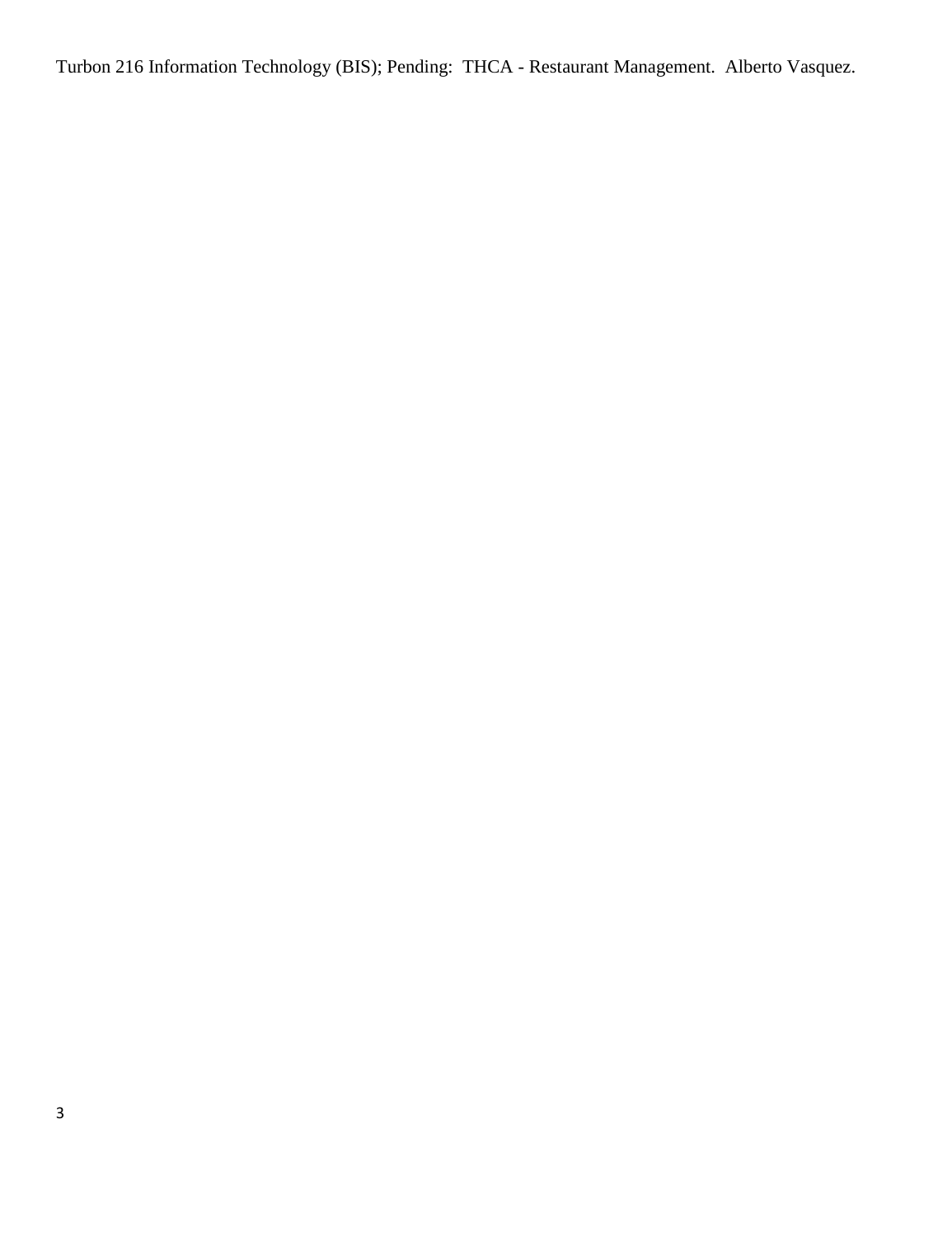Turbon 216 Information Technology (BIS); Pending:  THCA - Restaurant Management.  Alberto Vasquez.